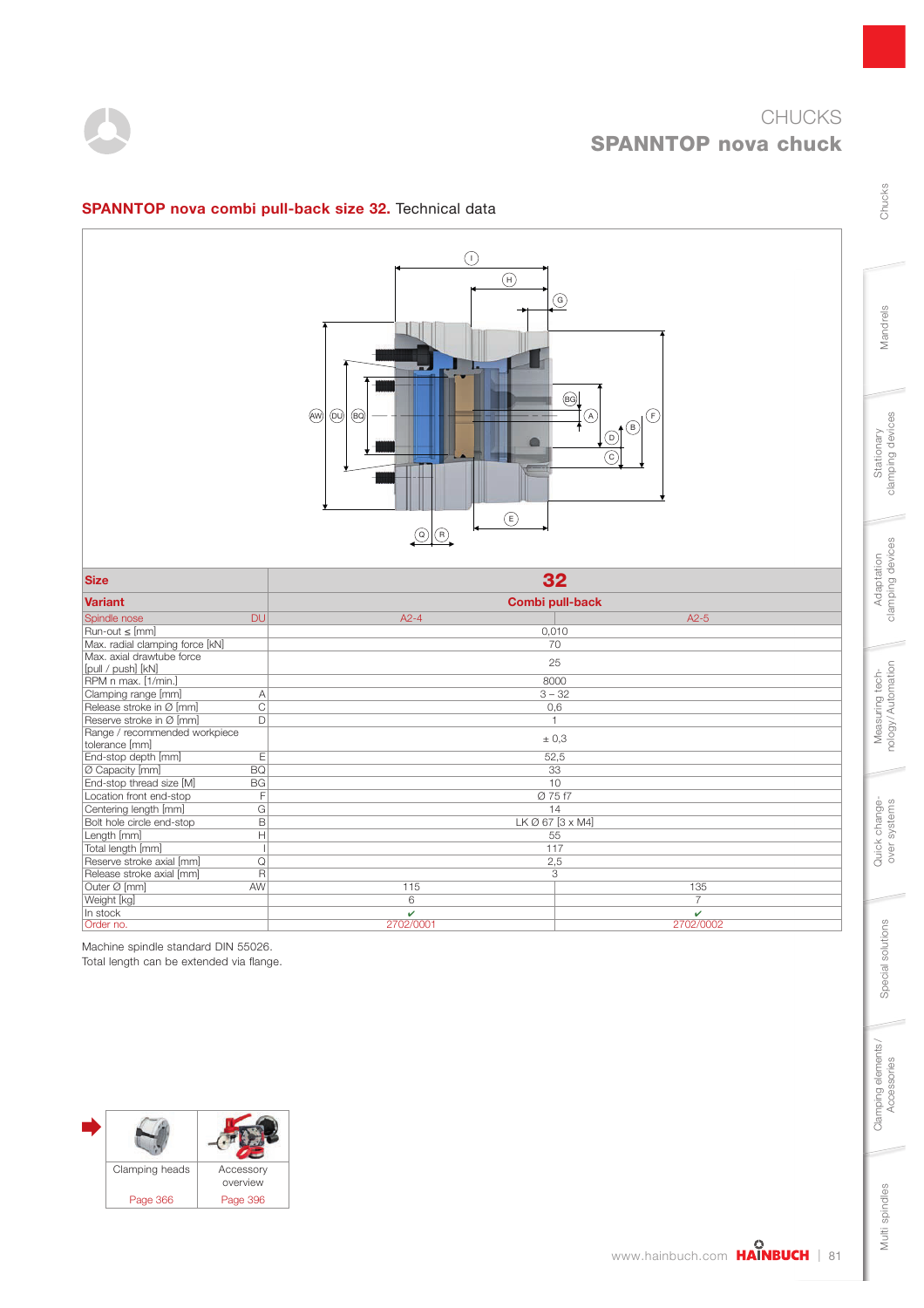# CHUCKS

## SPANNTOP nova chuck

### SPANNTOP nova combi pull-back size 32. Technical data

| Size | | 32 | |
|---|---|---|---|
| Variant | | Combi pull-back | |
| Spindle nose | DU | A2-4 | A2-5 |
| Run-out ≤ [mm] | | 0,010 | |
| Max. radial clamping force [kN] | | 70 | |
| Max. axial drawtube force [pull / push] [kN] | | 25 | |
| RPM n max. [1/min.] | | 8000 | |
| Clamping range [mm] | A | 3 – 32 | |
| Release stroke in Ø [mm] | C | 0,6 | |
| Reserve stroke in Ø [mm] | D | 1 | |
| Range / recommended workpiece tolerance [mm] | | ± 0,3 | |
| End-stop depth [mm] | E | 52,5 | |
| Ø Capacity [mm] | BQ | 33 | |
| End-stop thread size [M] | BG | 10 | |
| Location front end-stop | F | Ø 75 f7 | |
| Centering length [mm] | G | 14 | |
| Bolt hole circle end-stop | B | LK Ø 67 [3 x M4] | |
| Length [mm] | H | 55 | |
| Total length [mm] | I | 117 | |
| Reserve stroke axial [mm] | Q | 2,5 | |
| Release stroke axial [mm] | R | 3 | |
| Outer Ø [mm] | AW | 115 | 135 |
| Weight [kg] | | 6 | 7 |
| In stock | | ✔ | ✔ |
| Order no. | | 2702/0001 | 2702/0002 |

Machine spindle standard DIN 55026.
Total length can be extended via flange.

| Clamping heads | Accessory overview |
|---|---|
| Page 366 | Page 396 |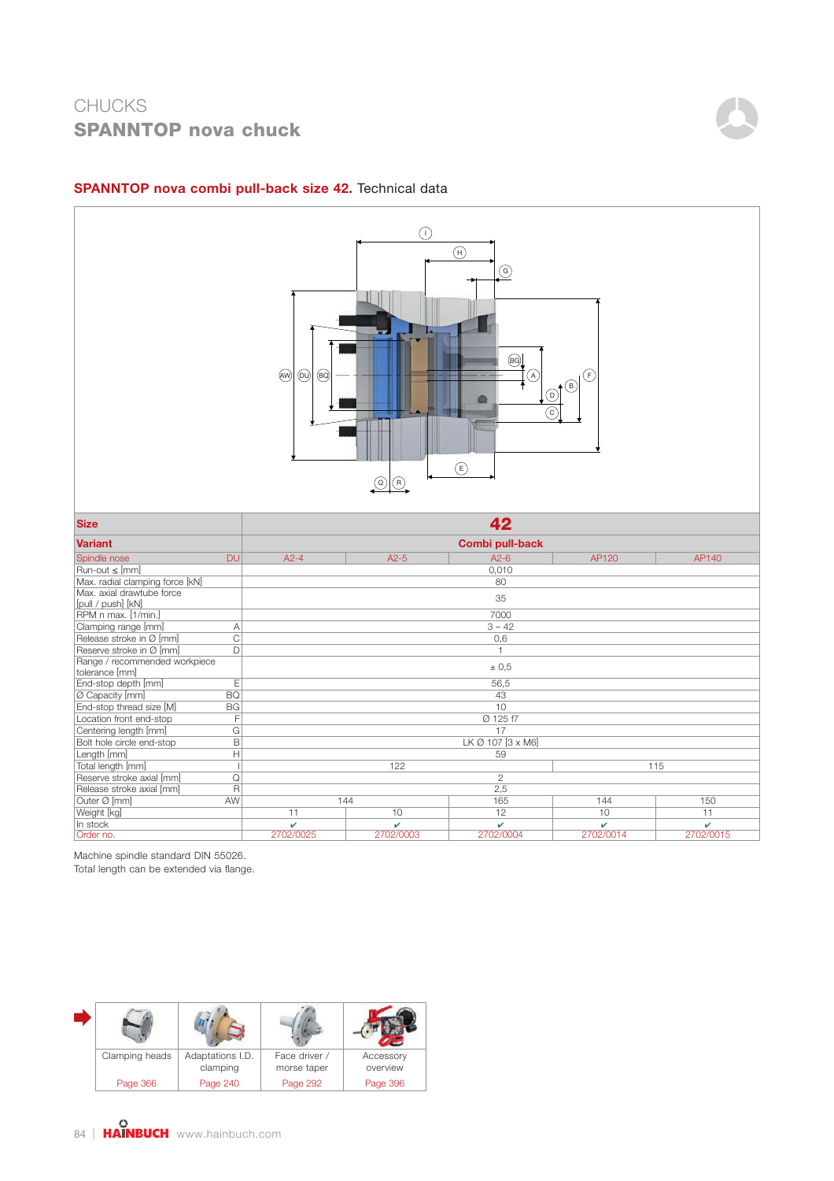# CHUCKS
## SPANNTOP nova chuck

### **SPANNTOP nova combi pull-back size 42.** Technical data

| Size | | 42 | | | | |
|---|---|---|---|---|---|---|
| **Variant** | | **Combi pull-back** | | | | |
| Spindle nose | DU | A2-4 | A2-5 | A2-6 | AP120 | AP140 |
| Run-out ≤ [mm] | | 0,010 | | | | |
| Max. radial clamping force [kN] | | 80 | | | | |
| Max. axial drawtube force [pull / push] [kN] | | 35 | | | | |
| RPM n max. [1/min.] | | 7000 | | | | |
| Clamping range [mm] | A | 3 – 42 | | | | |
| Release stroke in Ø [mm] | C | 0,6 | | | | |
| Reserve stroke in Ø [mm] | D | 1 | | | | |
| Range / recommended workpiece tolerance [mm] | | ± 0,5 | | | | |
| End-stop depth [mm] | E | 56,5 | | | | |
| Ø Capacity [mm] | BQ | 43 | | | | |
| End-stop thread size [M] | BG | 10 | | | | |
| Location front end-stop | F | Ø 125 f7 | | | | |
| Centering length [mm] | G | 17 | | | | |
| Bolt hole circle end-stop | B | LK Ø 107 [3 x M6] | | | | |
| Length [mm] | H | 59 | | | | |
| Total length [mm] | I | 122 | | | 115 | |
| Reserve stroke axial [mm] | Q | 2 | | | | |
| Release stroke axial [mm] | R | 2,5 | | | | |
| Outer Ø [mm] | AW | 144 | | 165 | 144 | 150 |
| Weight [kg] | | 11 | 10 | 12 | 10 | 11 |
| In stock | | ✔ | ✔ | ✔ | ✔ | ✔ |
| Order no. | | 2702/0025 | 2702/0003 | 2702/0004 | 2702/0014 | 2702/0015 |

Machine spindle standard DIN 55026.
Total length can be extended via flange.

| Clamping heads | Adaptations I.D. clamping | Face driver / morse taper | Accessory overview |
|---|---|---|---|
| Page 366 | Page 240 | Page 292 | Page 396 |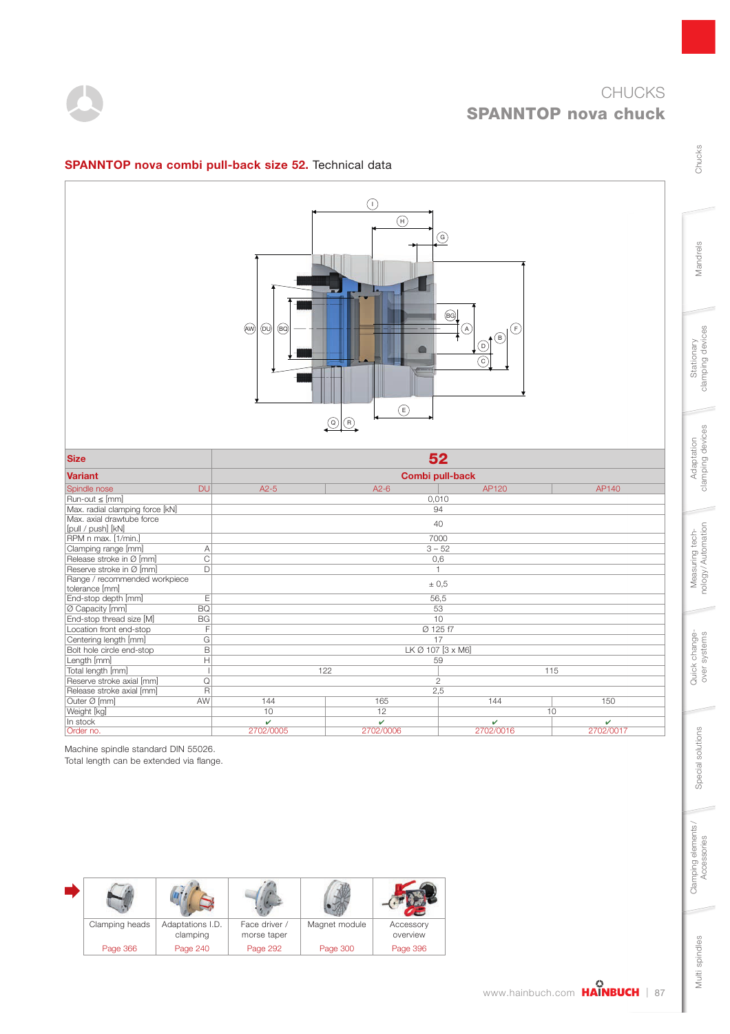# CHUCKS
## SPANNTOP nova chuck

### **SPANNTOP nova combi pull-back size 52.** Technical data

| Size | | 52 | | | |
|---|---|---|---|---|---|
| **Variant** | | **Combi pull-back** | | | |
| Spindle nose | DU | A2-5 | A2-6 | AP120 | AP140 |
| Run-out ≤ [mm] | | 0,010 | | | |
| Max. radial clamping force [kN] | | 94 | | | |
| Max. axial drawtube force [pull / push] [kN] | | 40 | | | |
| RPM n max. [1/min.] | | 7000 | | | |
| Clamping range [mm] | A | 3 – 52 | | | |
| Release stroke in Ø [mm] | C | 0,6 | | | |
| Reserve stroke in Ø [mm] | D | 1 | | | |
| Range / recommended workpiece tolerance [mm] | | ± 0,5 | | | |
| End-stop depth [mm] | E | 56,5 | | | |
| Ø Capacity [mm] | BQ | 53 | | | |
| End-stop thread size [M] | BG | 10 | | | |
| Location front end-stop | F | Ø 125 f7 | | | |
| Centering length [mm] | G | 17 | | | |
| Bolt hole circle end-stop | B | LK Ø 107 [3 x M6] | | | |
| Length [mm] | H | 59 | | | |
| Total length [mm] | I | 122 | | 115 | |
| Reserve stroke axial [mm] | Q | 2 | | | |
| Release stroke axial [mm] | R | 2,5 | | | |
| Outer Ø [mm] | AW | 144 | 165 | 144 | 150 |
| Weight [kg] | | 10 | 12 | 10 | |
| In stock | | ✔ | ✔ | ✔ | ✔ |
| Order no. | | 2702/0005 | 2702/0006 | 2702/0016 | 2702/0017 |

Machine spindle standard DIN 55026.
Total length can be extended via flange.

| Clamping heads | Adaptations I.D. clamping | Face driver / morse taper | Magnet module | Accessory overview |
|---|---|---|---|---|
| Page 366 | Page 240 | Page 292 | Page 300 | Page 396 |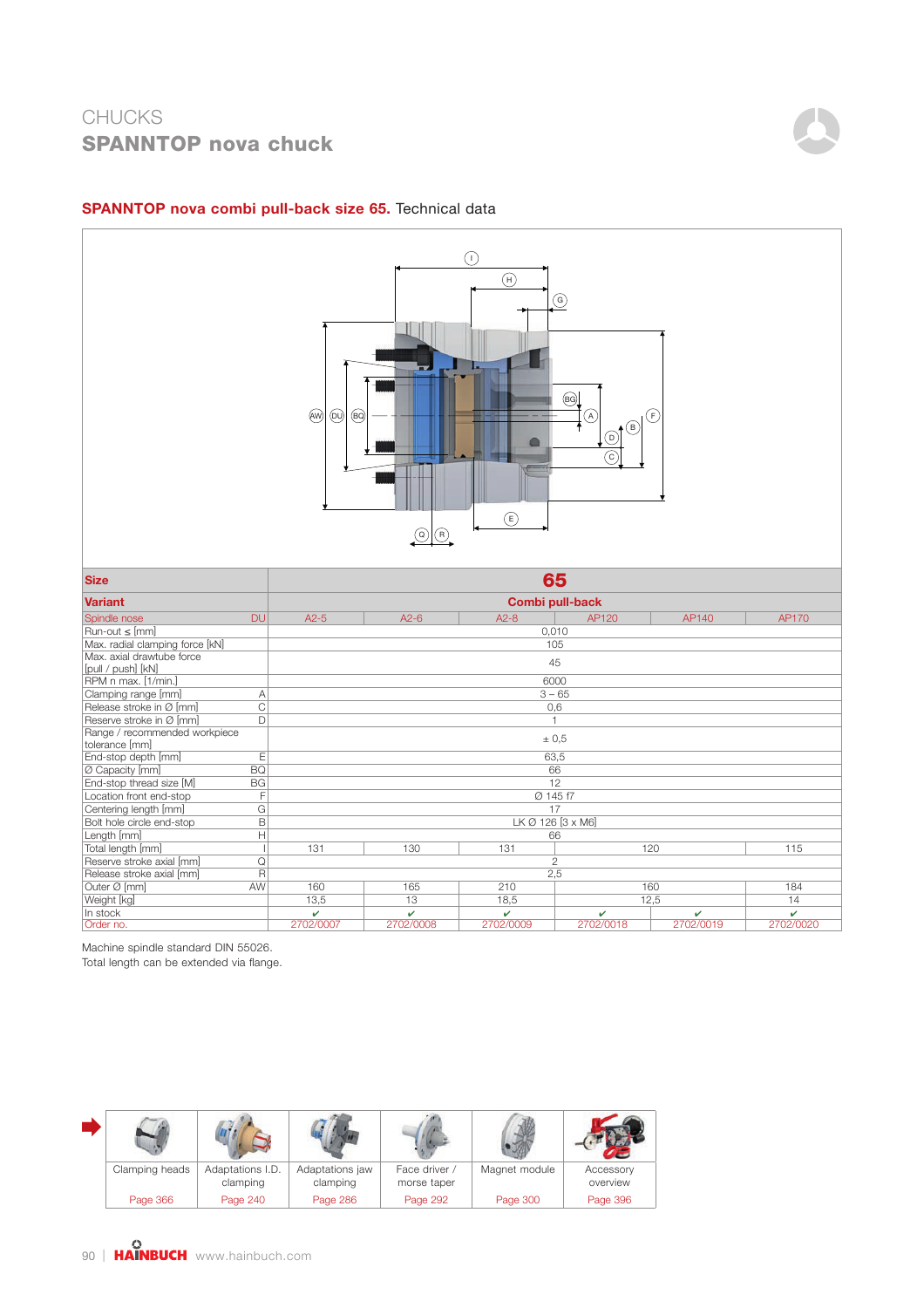CHUCKS
## SPANNTOP nova chuck

### SPANNTOP nova combi pull-back size 65. Technical data

| Size | | 65 | | | | | |
|---|---|---|---|---|---|---|---|
| **Variant** | | **Combi pull-back** | | | | | |
| Spindle nose | DU | A2-5 | A2-6 | A2-8 | AP120 | AP140 | AP170 |
| Run-out ≤ [mm] | | 0,010 | | | | | |
| Max. radial clamping force [kN] | | 105 | | | | | |
| Max. axial drawtube force [pull / push] [kN] | | 45 | | | | | |
| RPM n max. [1/min.] | | 6000 | | | | | |
| Clamping range [mm] | A | 3 – 65 | | | | | |
| Release stroke in Ø [mm] | C | 0,6 | | | | | |
| Reserve stroke in Ø [mm] | D | 1 | | | | | |
| Range / recommended workpiece tolerance [mm] | | ± 0,5 | | | | | |
| End-stop depth [mm] | E | 63,5 | | | | | |
| Ø Capacity [mm] | BQ | 66 | | | | | |
| End-stop thread size [M] | BG | 12 | | | | | |
| Location front end-stop | F | Ø 145 f7 | | | | | |
| Centering length [mm] | G | 17 | | | | | |
| Bolt hole circle end-stop | B | LK Ø 126 [3 x M6] | | | | | |
| Length [mm] | H | 66 | | | | | |
| Total length [mm] | I | 131 | 130 | 131 | 120 | | 115 |
| Reserve stroke axial [mm] | Q | 2 | | | | | |
| Release stroke axial [mm] | R | 2,5 | | | | | |
| Outer Ø [mm] | AW | 160 | 165 | 210 | 160 | | 184 |
| Weight [kg] | | 13,5 | 13 | 18,5 | 12,5 | | 14 |
| In stock | | ✔ | ✔ | ✔ | ✔ | ✔ | ✔ |
| Order no. | | 2702/0007 | 2702/0008 | 2702/0009 | 2702/0018 | 2702/0019 | 2702/0020 |

Machine spindle standard DIN 55026.
Total length can be extended via flange.

| Clamping heads | Adaptations I.D. clamping | Adaptations jaw clamping | Face driver / morse taper | Magnet module | Accessory overview |
|---|---|---|---|---|---|
| Page 366 | Page 240 | Page 286 | Page 292 | Page 300 | Page 396 |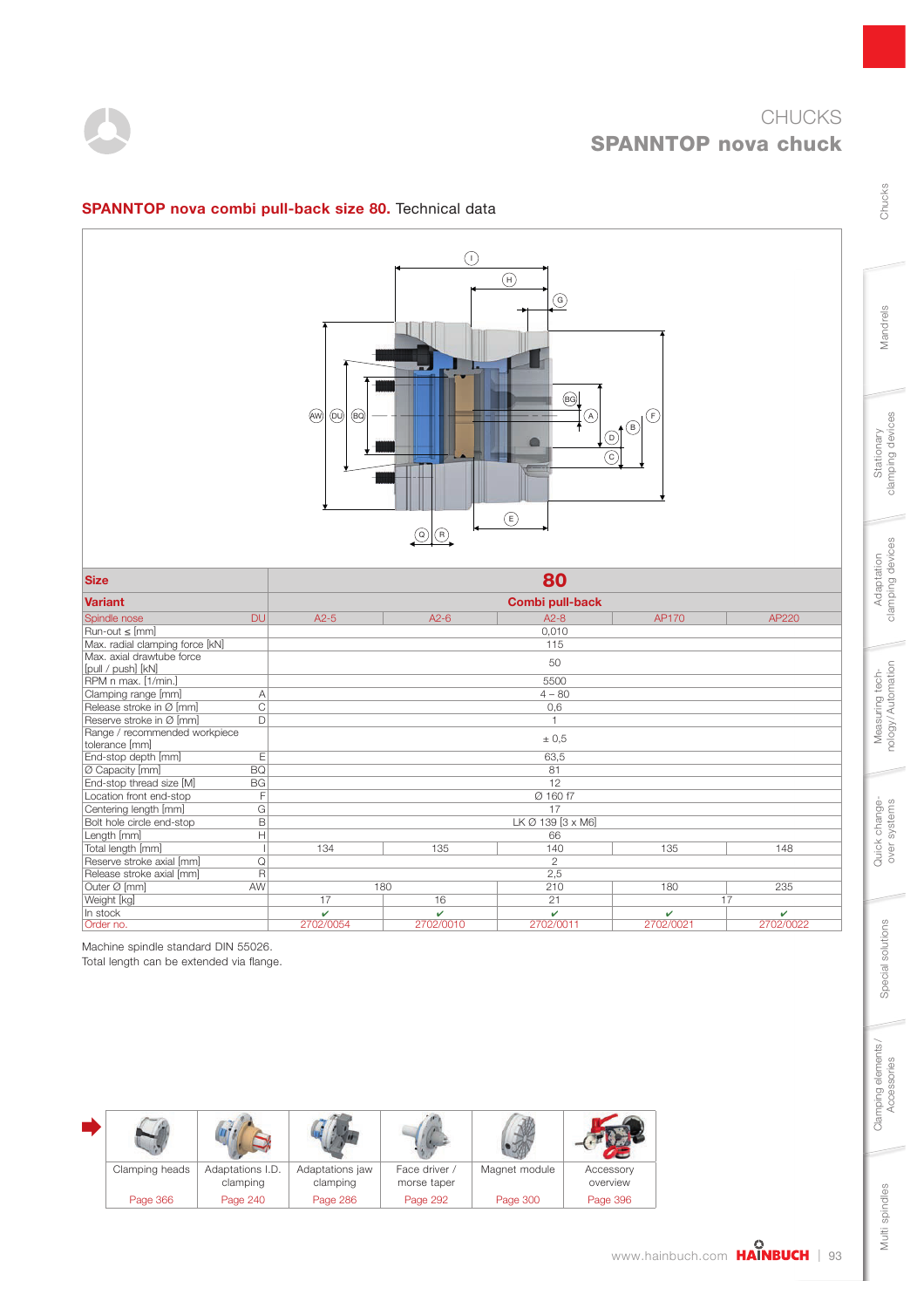# CHUCKS
## SPANNTOP nova chuck

### SPANNTOP nova combi pull-back size 80. Technical data

| Size | | 80 | | | | |
|---|---|---|---|---|---|---|
| **Variant** | | **Combi pull-back** | | | | |
| Spindle nose | DU | A2-5 | A2-6 | A2-8 | AP170 | AP220 |
| Run-out ≤ [mm] | | 0,010 | | | | |
| Max. radial clamping force [kN] | | 115 | | | | |
| Max. axial drawtube force [pull / push] [kN] | | 50 | | | | |
| RPM n max. [1/min.] | | 5500 | | | | |
| Clamping range [mm] | A | 4 – 80 | | | | |
| Release stroke in Ø [mm] | C | 0,6 | | | | |
| Reserve stroke in Ø [mm] | D | 1 | | | | |
| Range / recommended workpiece tolerance [mm] | | ± 0,5 | | | | |
| End-stop depth [mm] | E | 63,5 | | | | |
| Ø Capacity [mm] | BQ | 81 | | | | |
| End-stop thread size [M] | BG | 12 | | | | |
| Location front end-stop | F | Ø 160 f7 | | | | |
| Centering length [mm] | G | 17 | | | | |
| Bolt hole circle end-stop | B | LK Ø 139 [3 x M6] | | | | |
| Length [mm] | H | 66 | | | | |
| Total length [mm] | I | 134 | 135 | 140 | 135 | 148 |
| Reserve stroke axial [mm] | Q | 2 | | | | |
| Release stroke axial [mm] | R | 2,5 | | | | |
| Outer Ø [mm] | AW | 180 | 180 | 210 | 180 | 235 |
| Weight [kg] | | 17 | 16 | 21 | 17 | 17 |
| In stock | | ✔ | ✔ | ✔ | ✔ | ✔ |
| Order no. | | 2702/0054 | 2702/0010 | 2702/0011 | 2702/0021 | 2702/0022 |

Machine spindle standard DIN 55026.
Total length can be extended via flange.

| Clamping heads | Adaptations I.D. clamping | Adaptations jaw clamping | Face driver / morse taper | Magnet module | Accessory overview |
|---|---|---|---|---|---|
| Page 366 | Page 240 | Page 286 | Page 292 | Page 300 | Page 396 |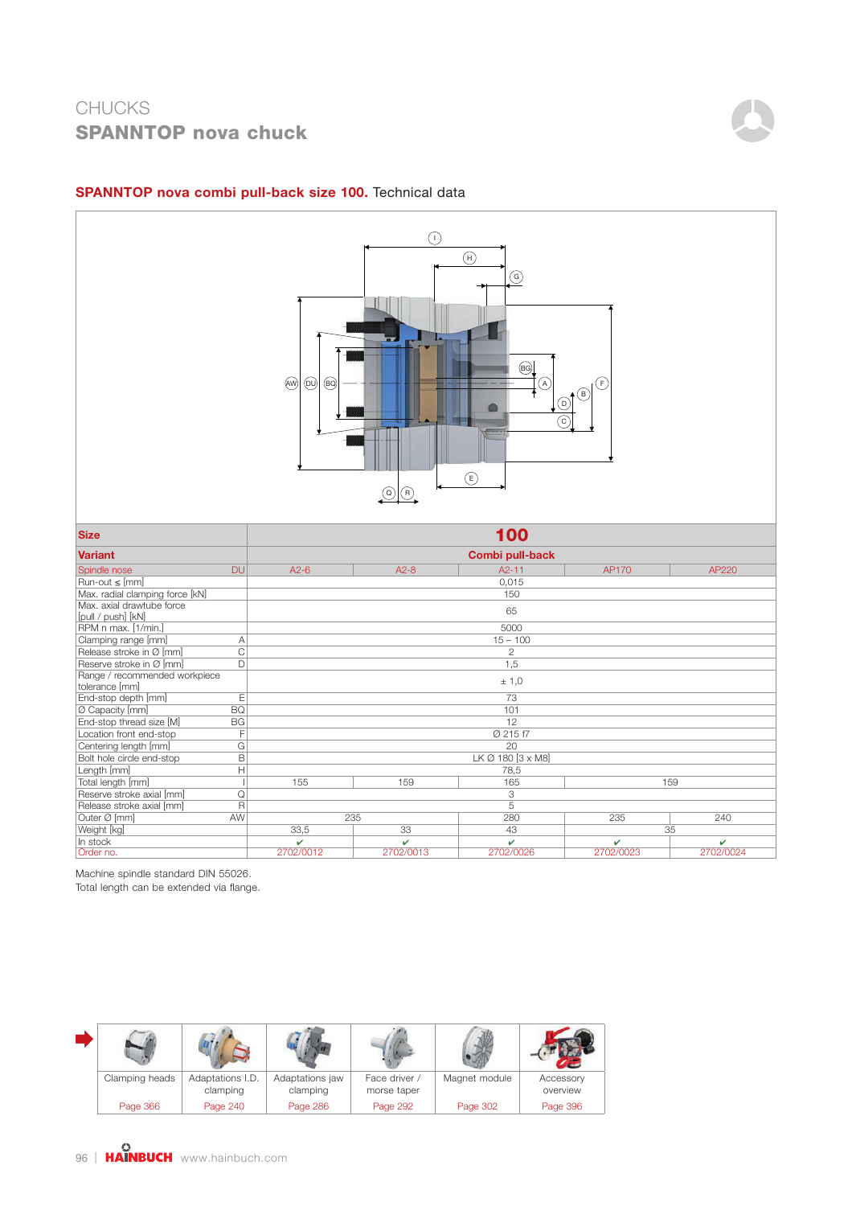CHUCKS
**SPANNTOP nova chuck**

## SPANNTOP nova combi pull-back size 100. Technical data

| Size | | 100 | | | | |
|---|---|---|---|---|---|---|
| **Variant** | | **Combi pull-back** | | | | |
| Spindle nose | DU | A2-6 | A2-8 | A2-11 | AP170 | AP220 |
| Run-out ≤ [mm] | | 0,015 | | | | |
| Max. radial clamping force [kN] | | 150 | | | | |
| Max. axial drawtube force [pull / push] [kN] | | 65 | | | | |
| RPM n max. [1/min.] | | 5000 | | | | |
| Clamping range [mm] | A | 15 – 100 | | | | |
| Release stroke in Ø [mm] | C | 2 | | | | |
| Reserve stroke in Ø [mm] | D | 1,5 | | | | |
| Range / recommended workpiece tolerance [mm] | | ± 1,0 | | | | |
| End-stop depth [mm] | E | 73 | | | | |
| Ø Capacity [mm] | BQ | 101 | | | | |
| End-stop thread size [M] | BG | 12 | | | | |
| Location front end-stop | F | Ø 215 f7 | | | | |
| Centering length [mm] | G | 20 | | | | |
| Bolt hole circle end-stop | B | LK Ø 180 [3 x M8] | | | | |
| Length [mm] | H | 78,5 | | | | |
| Total length [mm] | I | 155 | 159 | 165 | 159 | |
| Reserve stroke axial [mm] | Q | 3 | | | | |
| Release stroke axial [mm] | R | 5 | | | | |
| Outer Ø [mm] | AW | 235 | | 280 | 235 | 240 |
| Weight [kg] | | 33,5 | 33 | 43 | 35 | |
| In stock | | ✔ | ✔ | ✔ | ✔ | ✔ |
| Order no. | | 2702/0012 | 2702/0013 | 2702/0026 | 2702/0023 | 2702/0024 |

Machine spindle standard DIN 55026.
Total length can be extended via flange.

| Clamping heads | Adaptations I.D. clamping | Adaptations jaw clamping | Face driver / morse taper | Magnet module | Accessory overview |
|---|---|---|---|---|---|
| Page 366 | Page 240 | Page 286 | Page 292 | Page 302 | Page 396 |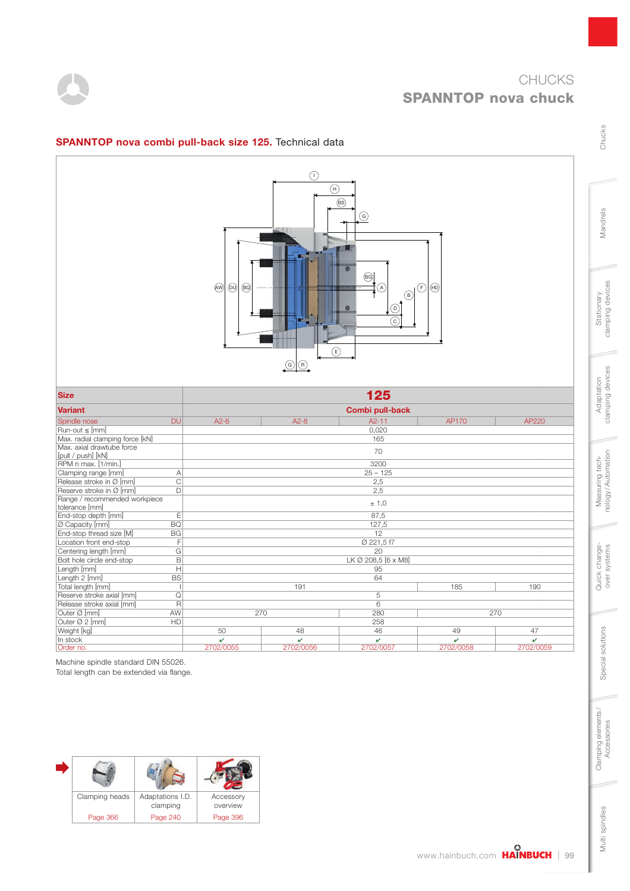# CHUCKS
## SPANNTOP nova chuck

### SPANNTOP nova combi pull-back size 125. Technical data

| Size | | 125 | | | | |
|---|---|---|---|---|---|---|
| **Variant** | | **Combi pull-back** | | | | |
| Spindle nose | DU | A2-6 | A2-8 | A2-11 | AP170 | AP220 |
| Run-out ≤ [mm] | | 0,020 | | | | |
| Max. radial clamping force [kN] | | 165 | | | | |
| Max. axial drawtube force [pull / push] [kN] | | 70 | | | | |
| RPM n max. [1/min.] | | 3200 | | | | |
| Clamping range [mm] | A | 25 – 125 | | | | |
| Release stroke in Ø [mm] | C | 2,5 | | | | |
| Reserve stroke in Ø [mm] | D | 2,5 | | | | |
| Range / recommended workpiece tolerance [mm] | | ± 1,0 | | | | |
| End-stop depth [mm] | E | 87,5 | | | | |
| Ø Capacity [mm] | BQ | 127,5 | | | | |
| End-stop thread size [M] | BG | 12 | | | | |
| Location front end-stop | F | Ø 221,5 f7 | | | | |
| Centering length [mm] | G | 20 | | | | |
| Bolt hole circle end-stop | B | LK Ø 208,5 [6 x M8] | | | | |
| Length [mm] | H | 95 | | | | |
| Length 2 [mm] | BS | 64 | | | | |
| Total length [mm] | I | 191 | | | 185 | 190 |
| Reserve stroke axial [mm] | Q | 5 | | | | |
| Release stroke axial [mm] | R | 6 | | | | |
| Outer Ø [mm] | AW | 270 | | 280 | 270 | |
| Outer Ø 2 [mm] | HD | 258 | | | | |
| Weight [kg] | | 50 | 48 | 46 | 49 | 47 |
| In stock | | ✔ | ✔ | ✔ | ✔ | ✔ |
| Order no. | | 2702/0055 | 2702/0056 | 2702/0057 | 2702/0058 | 2702/0059 |

Machine spindle standard DIN 55026.
Total length can be extended via flange.

| Clamping heads | Adaptations I.D. clamping | Accessory overview |
|---|---|---|
| Page 366 | Page 240 | Page 396 |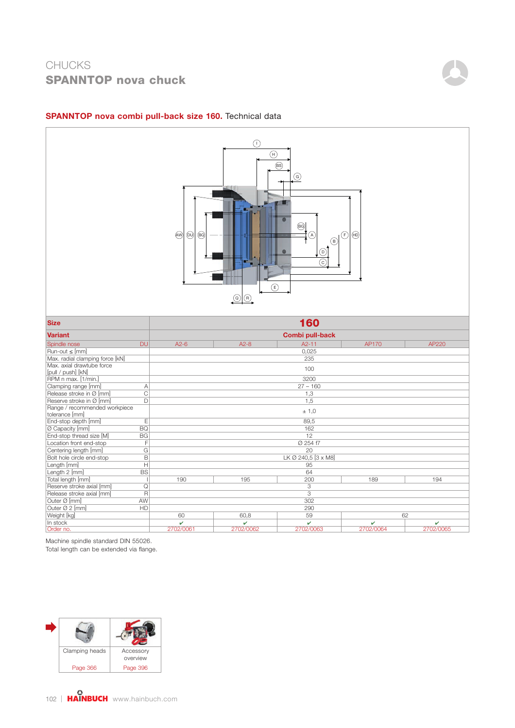# CHUCKS
## SPANNTOP nova chuck

### SPANNTOP nova combi pull-back size 160. Technical data

I
H
BS
G
BG
AW DU BQ
A
F HD
B
D
C
E
Q R

| Size | | 160 | | | | |
|---|---|---|---|---|---|---|
| **Variant** | | **Combi pull-back** | | | | |
| Spindle nose | DU | A2-6 | A2-8 | A2-11 | AP170 | AP220 |
| Run-out ≤ [mm] | | | | 0,025 | | |
| Max. radial clamping force [kN] | | | | 235 | | |
| Max. axial drawtube force [pull / push] [kN] | | | | 100 | | |
| RPM n max. [1/min.] | | | | 3200 | | |
| Clamping range [mm] | A | | | 27 – 160 | | |
| Release stroke in Ø [mm] | C | | | 1,3 | | |
| Reserve stroke in Ø [mm] | D | | | 1,5 | | |
| Range / recommended workpiece tolerance [mm] | | | | ± 1,0 | | |
| End-stop depth [mm] | E | | | 89,5 | | |
| Ø Capacity [mm] | BQ | | | 162 | | |
| End-stop thread size [M] | BG | | | 12 | | |
| Location front end-stop | F | | | Ø 254 f7 | | |
| Centering length [mm] | G | | | 20 | | |
| Bolt hole circle end-stop | B | | | LK Ø 240,5 [3 x M8] | | |
| Length [mm] | H | | | 95 | | |
| Length 2 [mm] | BS | | | 64 | | |
| Total length [mm] | I | 190 | 195 | 200 | 189 | 194 |
| Reserve stroke axial [mm] | Q | | | 3 | | |
| Release stroke axial [mm] | R | | | 3 | | |
| Outer Ø [mm] | AW | | | 302 | | |
| Outer Ø 2 [mm] | HD | | | 290 | | |
| Weight [kg] | | 60 | 60,8 | 59 | 62 | |
| In stock | | ✔ | ✔ | ✔ | ✔ | ✔ |
| Order no. | | 2702/0061 | 2702/0062 | 2702/0063 | 2702/0064 | 2702/0065 |

Machine spindle standard DIN 55026.
Total length can be extended via flange.

| Clamping heads | Accessory overview |
|---|---|
| Page 366 | Page 396 |